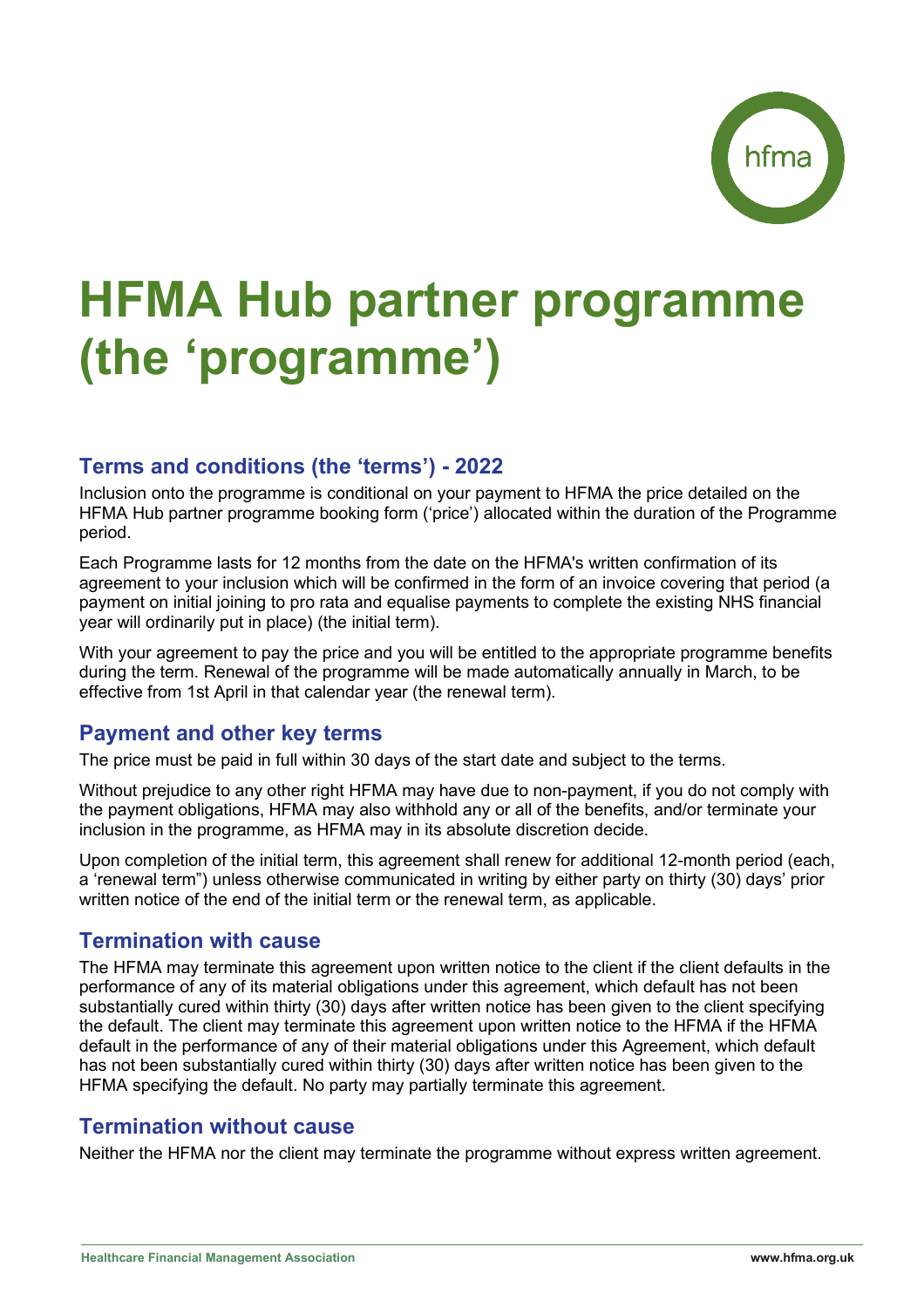# HFMA Hub partner programme (the 'programme')

## Terms and conditions (the 'terms') - 2022

Inclusion onto the programme is conditional on your payment to HFMA the price detailed on the HFMA Hub partner programme booking form ('price') allocated within the duration of the Programme period.

Each Programme lasts for 12 months from the date on the HFMA's written confirmation of its agreement to your inclusion which will be confirmed in the form of an invoice covering that period (a payment on initial joining to pro rata and equalise payments to complete the existing NHS financial year will ordinarily put in place) (the initial term).

With your agreement to pay the price and you will be entitled to the appropriate programme benefits during the term. Renewal of the programme will be made automatically annually in March, to be effective from 1st April in that calendar year (the renewal term).

## Payment and other key terms

The price must be paid in full within 30 days of the start date and subject to the terms.

Without prejudice to any other right HFMA may have due to non-payment, if you do not comply with the payment obligations, HFMA may also withhold any or all of the benefits, and/or terminate your inclusion in the programme, as HFMA may in its absolute discretion decide.

Upon completion of the initial term, this agreement shall renew for additional 12-month period (each, a 'renewal term") unless otherwise communicated in writing by either party on thirty (30) days' prior written notice of the end of the initial term or the renewal term, as applicable.

## Termination with cause

The HFMA may terminate this agreement upon written notice to the client if the client defaults in the performance of any of its material obligations under this agreement, which default has not been substantially cured within thirty (30) days after written notice has been given to the client specifying the default. The client may terminate this agreement upon written notice to the HFMA if the HFMA default in the performance of any of their material obligations under this Agreement, which default has not been substantially cured within thirty (30) days after written notice has been given to the HFMA specifying the default. No party may partially terminate this agreement.

## Termination without cause

Neither the HFMA nor the client may terminate the programme without express written agreement.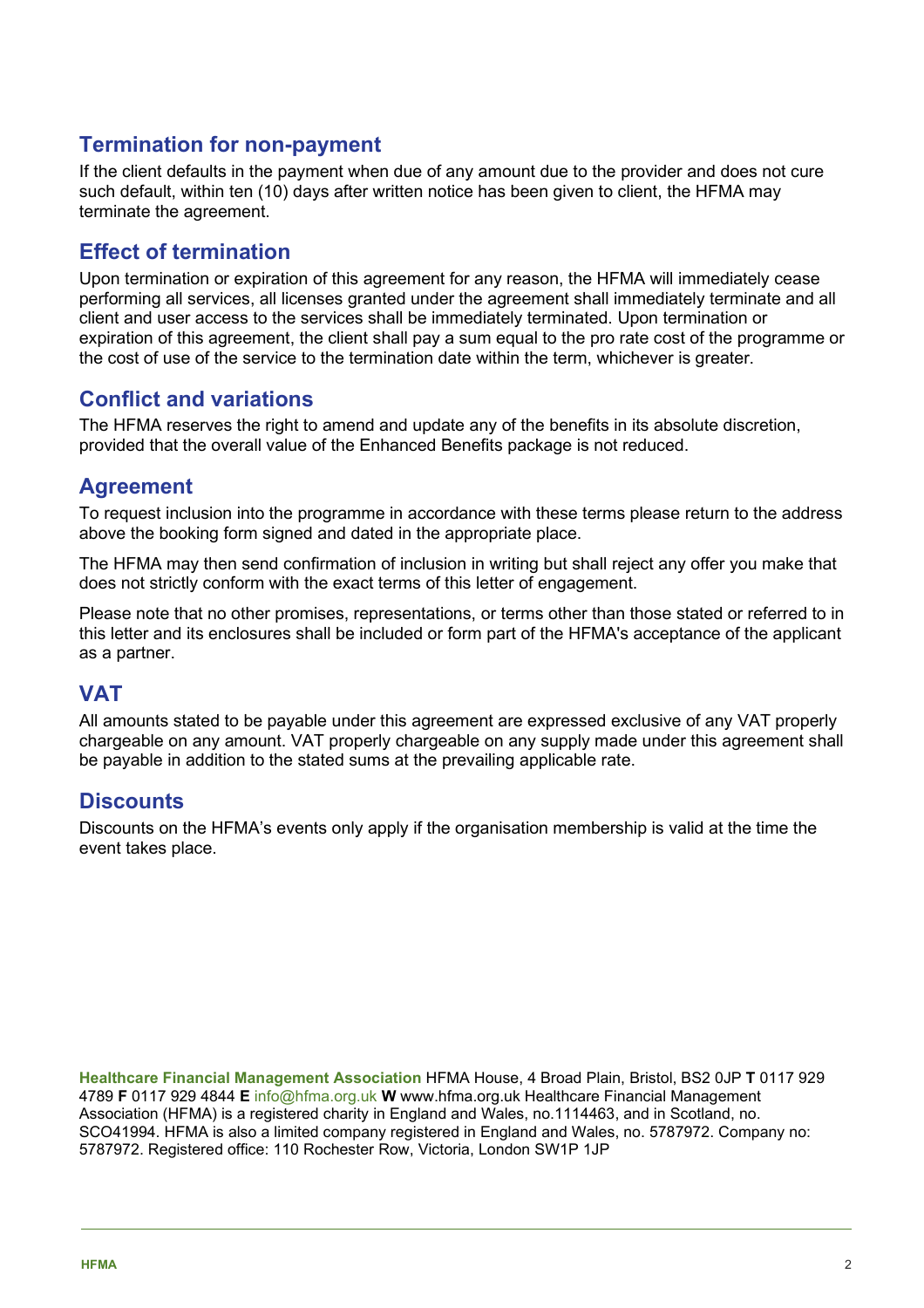## Termination for non-payment

If the client defaults in the payment when due of any amount due to the provider and does not cure such default, within ten (10) days after written notice has been given to client, the HFMA may terminate the agreement.

## Effect of termination

Upon termination or expiration of this agreement for any reason, the HFMA will immediately cease performing all services, all licenses granted under the agreement shall immediately terminate and all client and user access to the services shall be immediately terminated. Upon termination or expiration of this agreement, the client shall pay a sum equal to the pro rate cost of the programme or the cost of use of the service to the termination date within the term, whichever is greater.

## Conflict and variations

The HFMA reserves the right to amend and update any of the benefits in its absolute discretion, provided that the overall value of the Enhanced Benefits package is not reduced.

## Agreement

To request inclusion into the programme in accordance with these terms please return to the address above the booking form signed and dated in the appropriate place.

The HFMA may then send confirmation of inclusion in writing but shall reject any offer you make that does not strictly conform with the exact terms of this letter of engagement.

Please note that no other promises, representations, or terms other than those stated or referred to in this letter and its enclosures shall be included or form part of the HFMA's acceptance of the applicant as a partner.

## VAT

All amounts stated to be payable under this agreement are expressed exclusive of any VAT properly chargeable on any amount. VAT properly chargeable on any supply made under this agreement shall be payable in addition to the stated sums at the prevailing applicable rate.

## Discounts

Discounts on the HFMA's events only apply if the organisation membership is valid at the time the event takes place.

**Healthcare Financial Management Association** HFMA House, 4 Broad Plain, Bristol, BS2 0JP **T** 0117 929 4789 **F** 0117 929 4844 **E** info@hfma.org.uk **W** www.hfma.org.uk Healthcare Financial Management Association (HFMA) is a registered charity in England and Wales, no.1114463, and in Scotland, no. SCO41994. HFMA is also a limited company registered in England and Wales, no. 5787972. Company no: 5787972. Registered office: 110 Rochester Row, Victoria, London SW1P 1JP